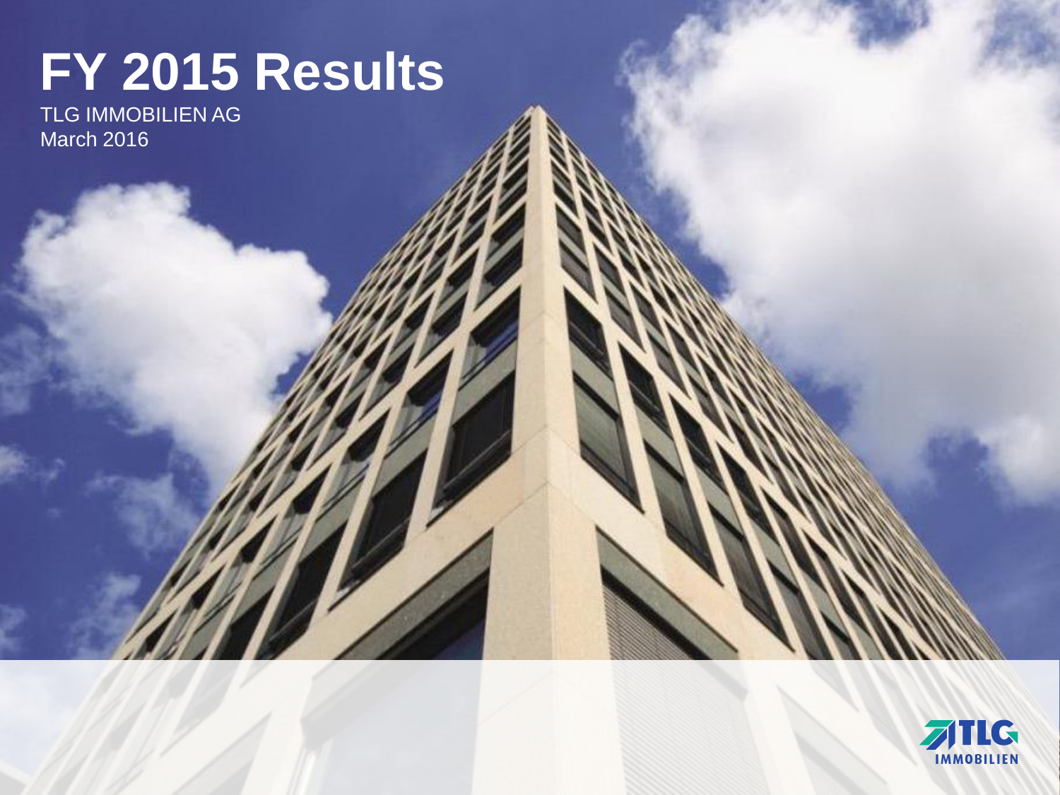# FY 2015 Results

TLG IMMOBILIEN AG
March 2016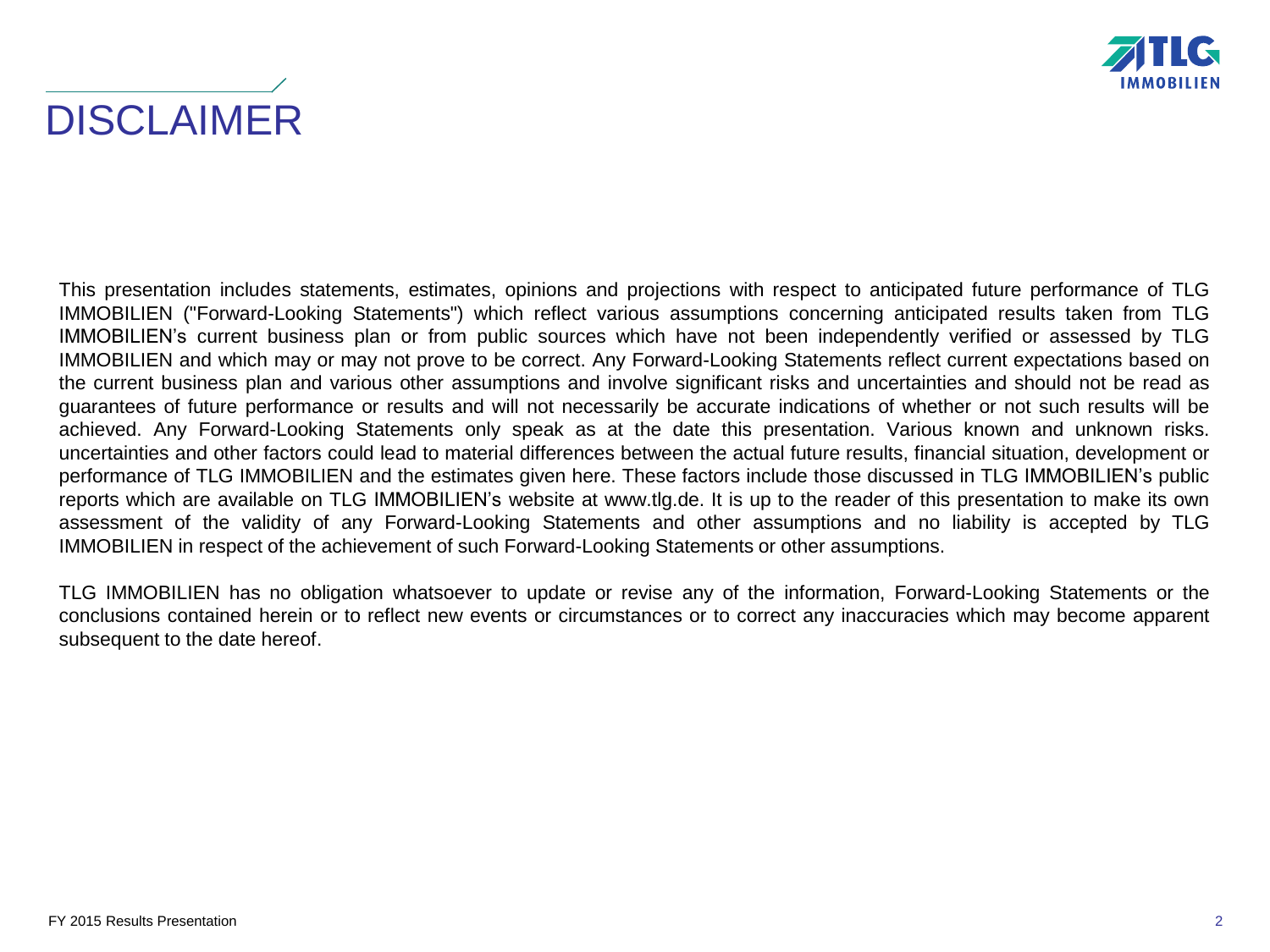# DISCLAIMER

This presentation includes statements, estimates, opinions and projections with respect to anticipated future performance of TLG IMMOBILIEN ("Forward-Looking Statements") which reflect various assumptions concerning anticipated results taken from TLG IMMOBILIEN's current business plan or from public sources which have not been independently verified or assessed by TLG IMMOBILIEN and which may or may not prove to be correct. Any Forward-Looking Statements reflect current expectations based on the current business plan and various other assumptions and involve significant risks and uncertainties and should not be read as guarantees of future performance or results and will not necessarily be accurate indications of whether or not such results will be achieved. Any Forward-Looking Statements only speak as at the date this presentation. Various known and unknown risks. uncertainties and other factors could lead to material differences between the actual future results, financial situation, development or performance of TLG IMMOBILIEN and the estimates given here. These factors include those discussed in TLG IMMOBILIEN's public reports which are available on TLG IMMOBILIEN's website at www.tlg.de. It is up to the reader of this presentation to make its own assessment of the validity of any Forward-Looking Statements and other assumptions and no liability is accepted by TLG IMMOBILIEN in respect of the achievement of such Forward-Looking Statements or other assumptions.

TLG IMMOBILIEN has no obligation whatsoever to update or revise any of the information, Forward-Looking Statements or the conclusions contained herein or to reflect new events or circumstances or to correct any inaccuracies which may become apparent subsequent to the date hereof.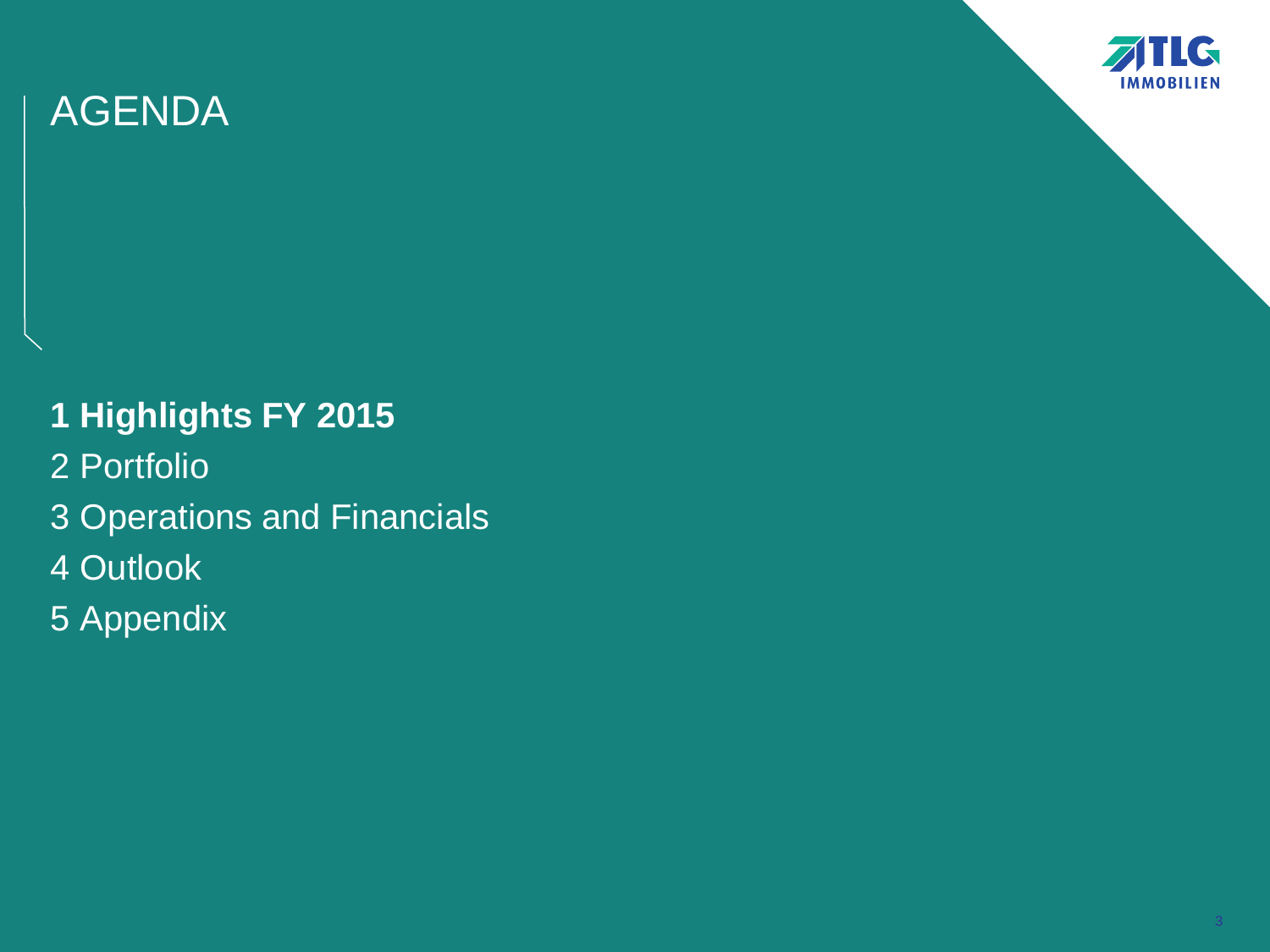# AGENDA

**1 Highlights FY 2015**

2 Portfolio

3 Operations and Financials

4 Outlook

5 Appendix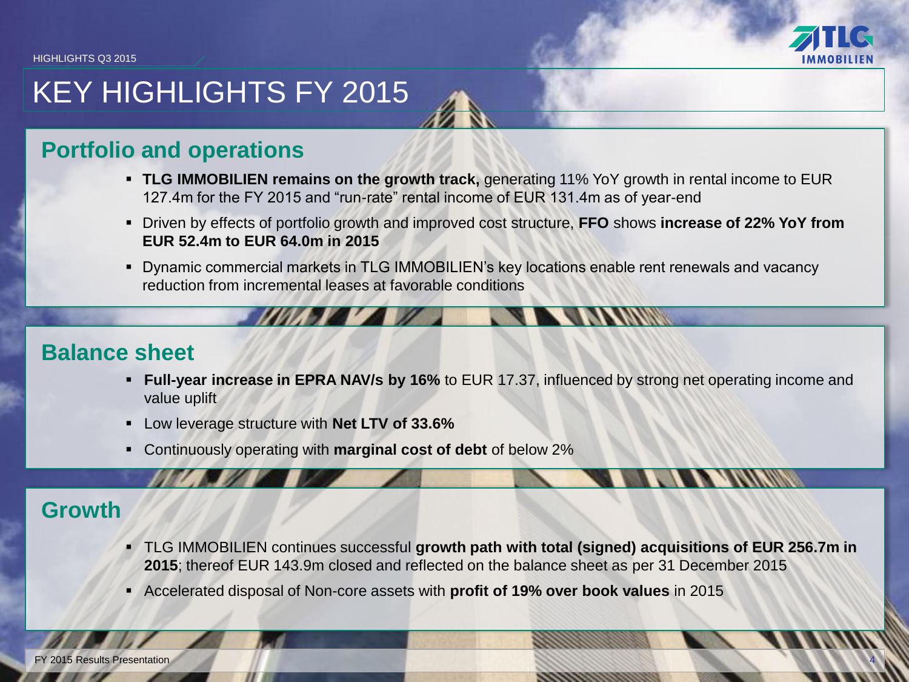# KEY HIGHLIGHTS FY 2015

## Portfolio and operations

- **TLG IMMOBILIEN remains on the growth track,** generating 11% YoY growth in rental income to EUR 127.4m for the FY 2015 and "run-rate" rental income of EUR 131.4m as of year-end
- Driven by effects of portfolio growth and improved cost structure, **FFO** shows **increase of 22% YoY from EUR 52.4m to EUR 64.0m in 2015**
- Dynamic commercial markets in TLG IMMOBILIEN's key locations enable rent renewals and vacancy reduction from incremental leases at favorable conditions

## Balance sheet

- **Full-year increase in EPRA NAV/s by 16%** to EUR 17.37, influenced by strong net operating income and value uplift
- Low leverage structure with **Net LTV of 33.6%**
- Continuously operating with **marginal cost of debt** of below 2%

## Growth

- TLG IMMOBILIEN continues successful **growth path with total (signed) acquisitions of EUR 256.7m in 2015**; thereof EUR 143.9m closed and reflected on the balance sheet as per 31 December 2015
- Accelerated disposal of Non-core assets with **profit of 19% over book values** in 2015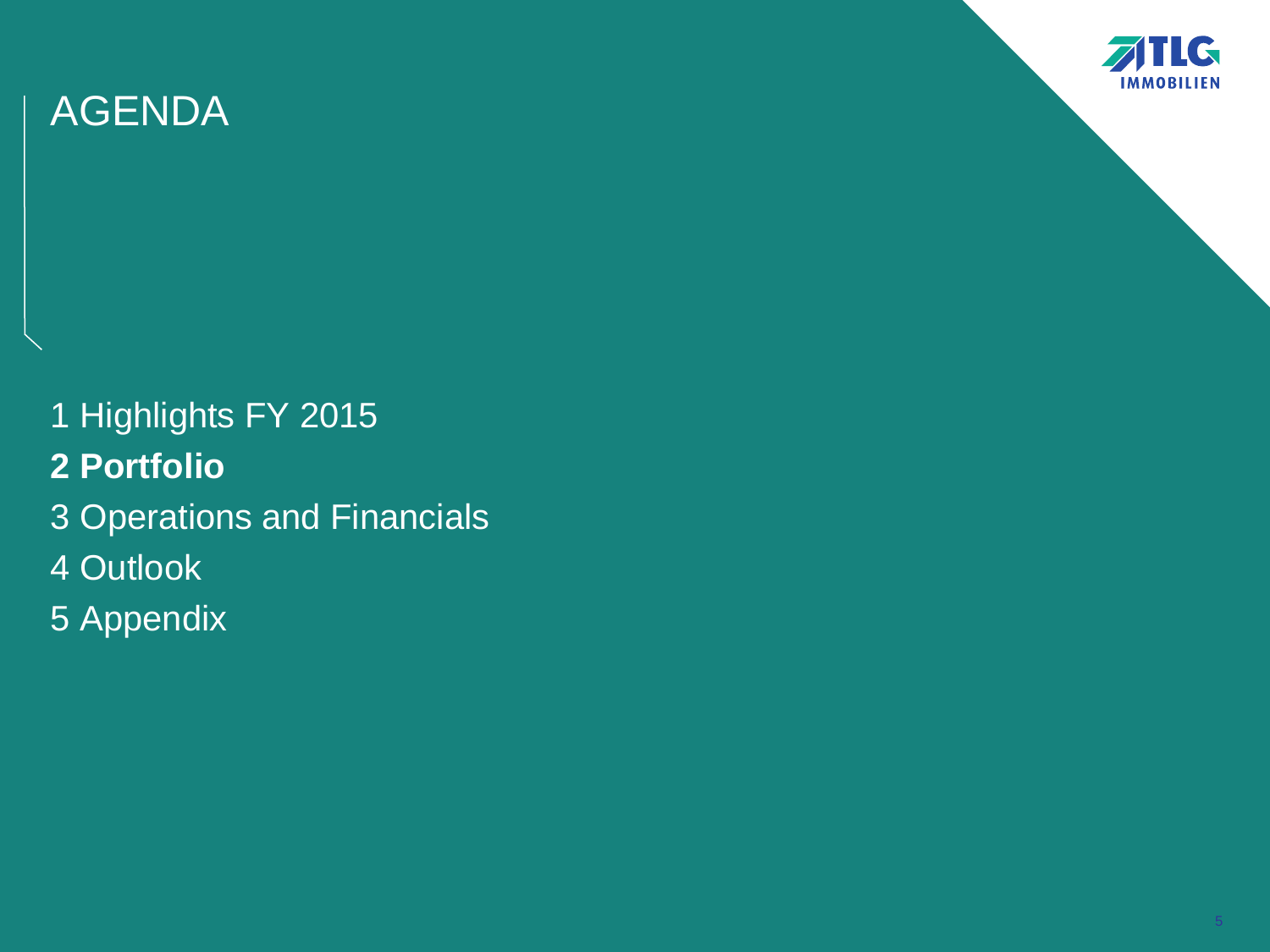# AGENDA

1 Highlights FY 2015

**2 Portfolio**

3 Operations and Financials

4 Outlook

5 Appendix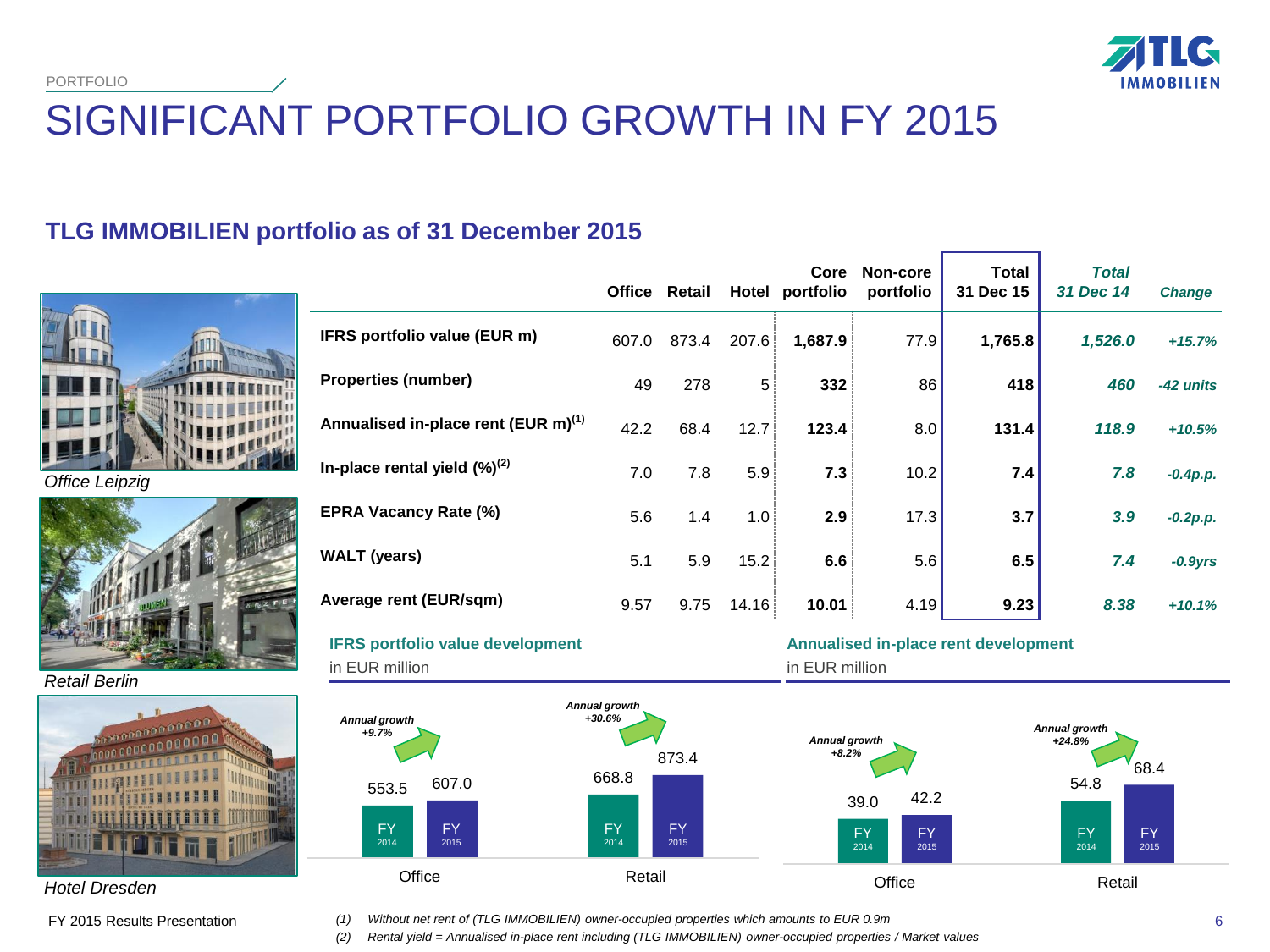PORTFOLIO

# SIGNIFICANT PORTFOLIO GROWTH IN FY 2015

## TLG IMMOBILIEN portfolio as of 31 December 2015

| | Office | Retail | Hotel | Core portfolio | Non-core portfolio | Total 31 Dec 15 | *Total 31 Dec 14* | *Change* |
|---|---|---|---|---|---|---|---|---|
| **IFRS portfolio value (EUR m)** | 607.0 | 873.4 | 207.6 | **1,687.9** | 77.9 | **1,765.8** | ***1,526.0*** | *+15.7%* |
| **Properties (number)** | 49 | 278 | 5 | **332** | 86 | **418** | ***460*** | *-42 units* |
| **Annualised in-place rent (EUR m)[1]** | 42.2 | 68.4 | 12.7 | **123.4** | 8.0 | **131.4** | ***118.9*** | *+10.5%* |
| **In-place rental yield (%)[2]** | 7.0 | 7.8 | 5.9 | **7.3** | 10.2 | **7.4** | ***7.8*** | *-0.4p.p.* |
| **EPRA Vacancy Rate (%)** | 5.6 | 1.4 | 1.0 | **2.9** | 17.3 | **3.7** | ***3.9*** | *-0.2p.p.* |
| **WALT (years)** | 5.1 | 5.9 | 15.2 | **6.6** | 5.6 | **6.5** | ***7.4*** | *-0.9yrs* |
| **Average rent (EUR/sqm)** | 9.57 | 9.75 | 14.16 | **10.01** | 4.19 | **9.23** | ***8.38*** | *+10.1%* |

*Office Leipzig*

*Retail Berlin*

*Hotel Dresden*

### IFRS portfolio value development

in EUR million

| | FY 2014 | FY 2015 | Annual growth |
|---|---|---|---|
| Office | 553.5 | 607.0 | +9.7% |
| Retail | 668.8 | 873.4 | +30.6% |

### Annualised in-place rent development

in EUR million

| | FY 2014 | FY 2015 | Annual growth |
|---|---|---|---|
| Office | 39.0 | 42.2 | +8.2% |
| Retail | 54.8 | 68.4 | +24.8% |

FY 2015 Results Presentation

(1) *Without net rent of (TLG IMMOBILIEN) owner-occupied properties which amounts to EUR 0.9m*

(2) *Rental yield = Annualised in-place rent including (TLG IMMOBILIEN) owner-occupied properties / Market values*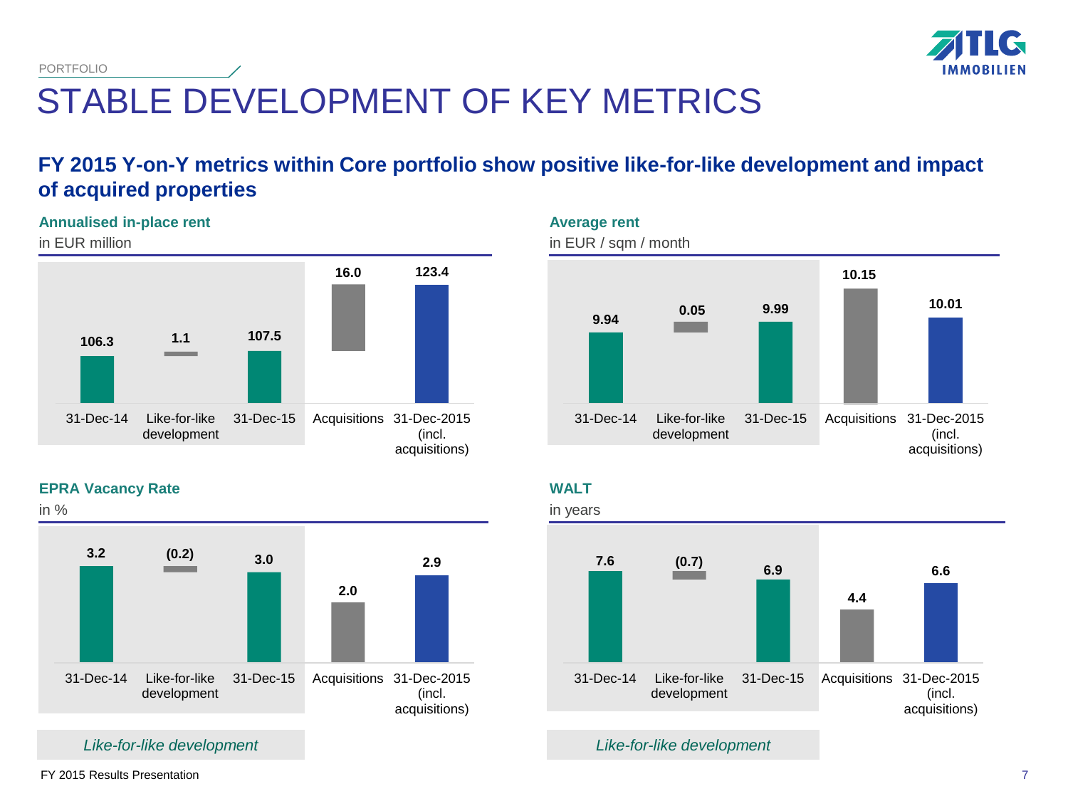PORTFOLIO

# STABLE DEVELOPMENT OF KEY METRICS

## FY 2015 Y-on-Y metrics within Core portfolio show positive like-for-like development and impact of acquired properties

### Annualised in-place rent

in EUR million

| 31-Dec-14 | Like-for-like development | 31-Dec-15 | Acquisitions | 31-Dec-2015 (incl. acquisitions) |
|---|---|---|---|---|
| 106.3 | 1.1 | 107.5 | 16.0 | 123.4 |

### Average rent

in EUR / sqm / month

| 31-Dec-14 | Like-for-like development | 31-Dec-15 | Acquisitions | 31-Dec-2015 (incl. acquisitions) |
|---|---|---|---|---|
| 9.94 | 0.05 | 9.99 | 10.15 | 10.01 |

### EPRA Vacancy Rate

in %

| 31-Dec-14 | Like-for-like development | 31-Dec-15 | Acquisitions | 31-Dec-2015 (incl. acquisitions) |
|---|---|---|---|---|
| 3.2 | (0.2) | 3.0 | 2.0 | 2.9 |

### WALT

in years

| 31-Dec-14 | Like-for-like development | 31-Dec-15 | Acquisitions | 31-Dec-2015 (incl. acquisitions) |
|---|---|---|---|---|
| 7.6 | (0.7) | 6.9 | 4.4 | 6.6 |

*Like-for-like development*

FY 2015 Results Presentation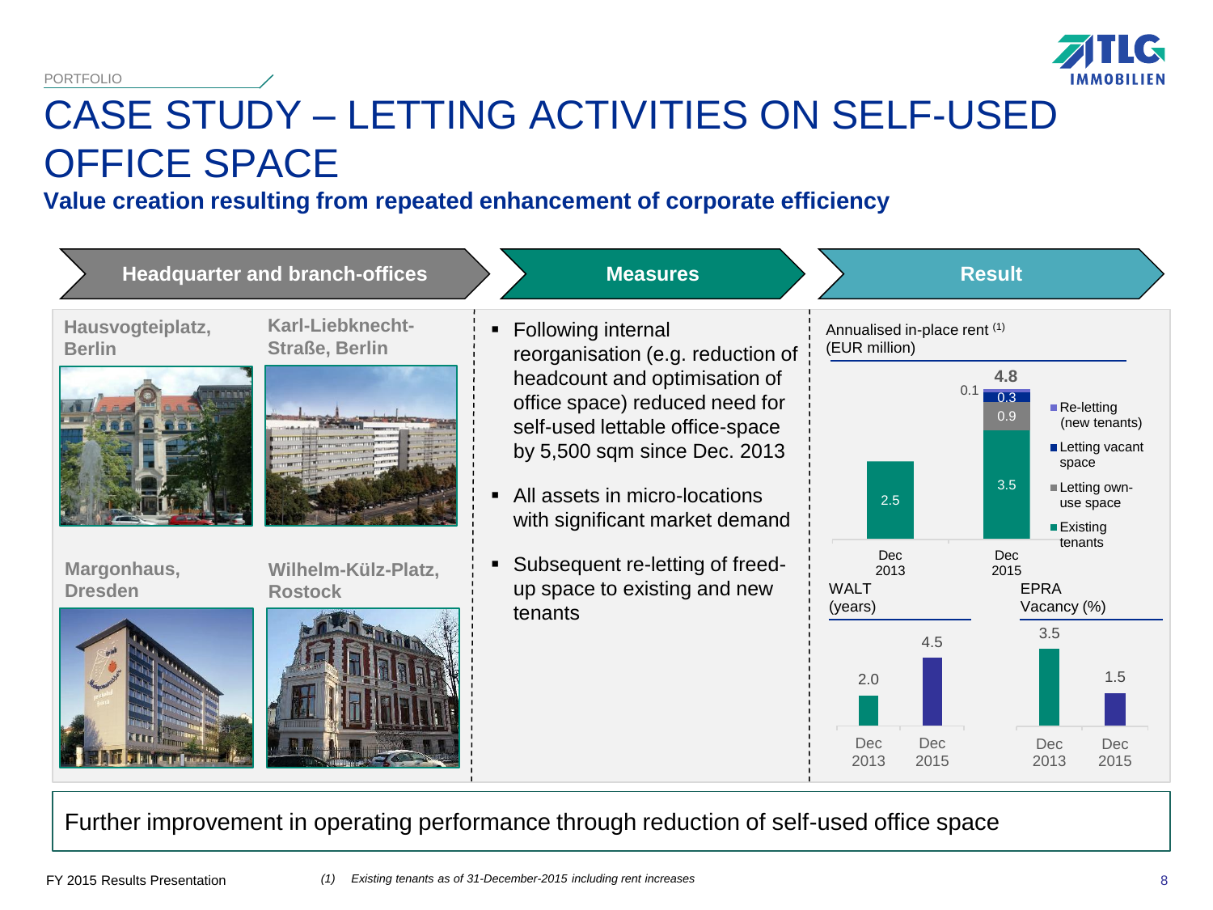PORTFOLIO

# CASE STUDY – LETTING ACTIVITIES ON SELF-USED OFFICE SPACE

**Value creation resulting from repeated enhancement of corporate efficiency**

## Headquarter and branch-offices

**Hausvogteiplatz, Berlin**

**Karl-Liebknecht-Straße, Berlin**

**Margonhaus, Dresden**

**Wilhelm-Külz-Platz, Rostock**

## Measures

- Following internal reorganisation (e.g. reduction of headcount and optimisation of office space) reduced need for self-used lettable office-space by 5,500 sqm since Dec. 2013
- All assets in micro-locations with significant market demand
- Subsequent re-letting of freed-up space to existing and new tenants

## Result

Annualised in-place rent [1] (EUR million)

| | Dec 2013 | Dec 2015 |
|---|---|---|
| Existing tenants | 2.5 | 3.5 |
| Letting own-use space | | 0.9 |
| Letting vacant space | | 0.3 |
| Re-letting (new tenants) | | 0.1 |
| **Total** | 2.5 | **4.8** |

WALT (years)

| Dec 2013 | Dec 2015 |
|---|---|
| 2.0 | 4.5 |

EPRA Vacancy (%)

| Dec 2013 | Dec 2015 |
|---|---|
| 3.5 | 1.5 |

Further improvement in operating performance through reduction of self-used office space

*(1) Existing tenants as of 31-December-2015 including rent increases*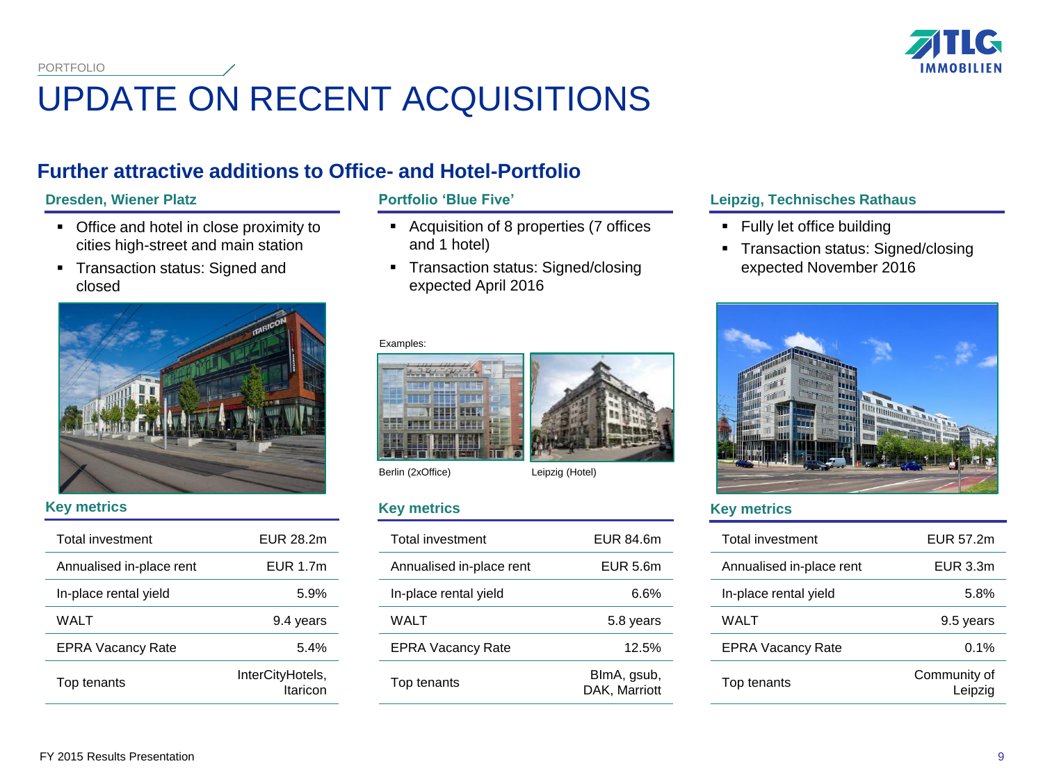PORTFOLIO

# UPDATE ON RECENT ACQUISITIONS

## Further attractive additions to Office- and Hotel-Portfolio

### Dresden, Wiener Platz

- Office and hotel in close proximity to cities high-street and main station
- Transaction status: Signed and closed

**Key metrics**

| | |
|---|---|
| Total investment | EUR 28.2m |
| Annualised in-place rent | EUR 1.7m |
| In-place rental yield | 5.9% |
| WALT | 9.4 years |
| EPRA Vacancy Rate | 5.4% |
| Top tenants | InterCityHotels, Itaricon |

### Portfolio ‘Blue Five’

- Acquisition of 8 properties (7 offices and 1 hotel)
- Transaction status: Signed/closing expected April 2016

Examples:

Berlin (2xOffice)

Leipzig (Hotel)

**Key metrics**

| | |
|---|---|
| Total investment | EUR 84.6m |
| Annualised in-place rent | EUR 5.6m |
| In-place rental yield | 6.6% |
| WALT | 5.8 years |
| EPRA Vacancy Rate | 12.5% |
| Top tenants | BImA, gsub, DAK, Marriott |

### Leipzig, Technisches Rathaus

- Fully let office building
- Transaction status: Signed/closing expected November 2016

**Key metrics**

| | |
|---|---|
| Total investment | EUR 57.2m |
| Annualised in-place rent | EUR 3.3m |
| In-place rental yield | 5.8% |
| WALT | 9.5 years |
| EPRA Vacancy Rate | 0.1% |
| Top tenants | Community of Leipzig |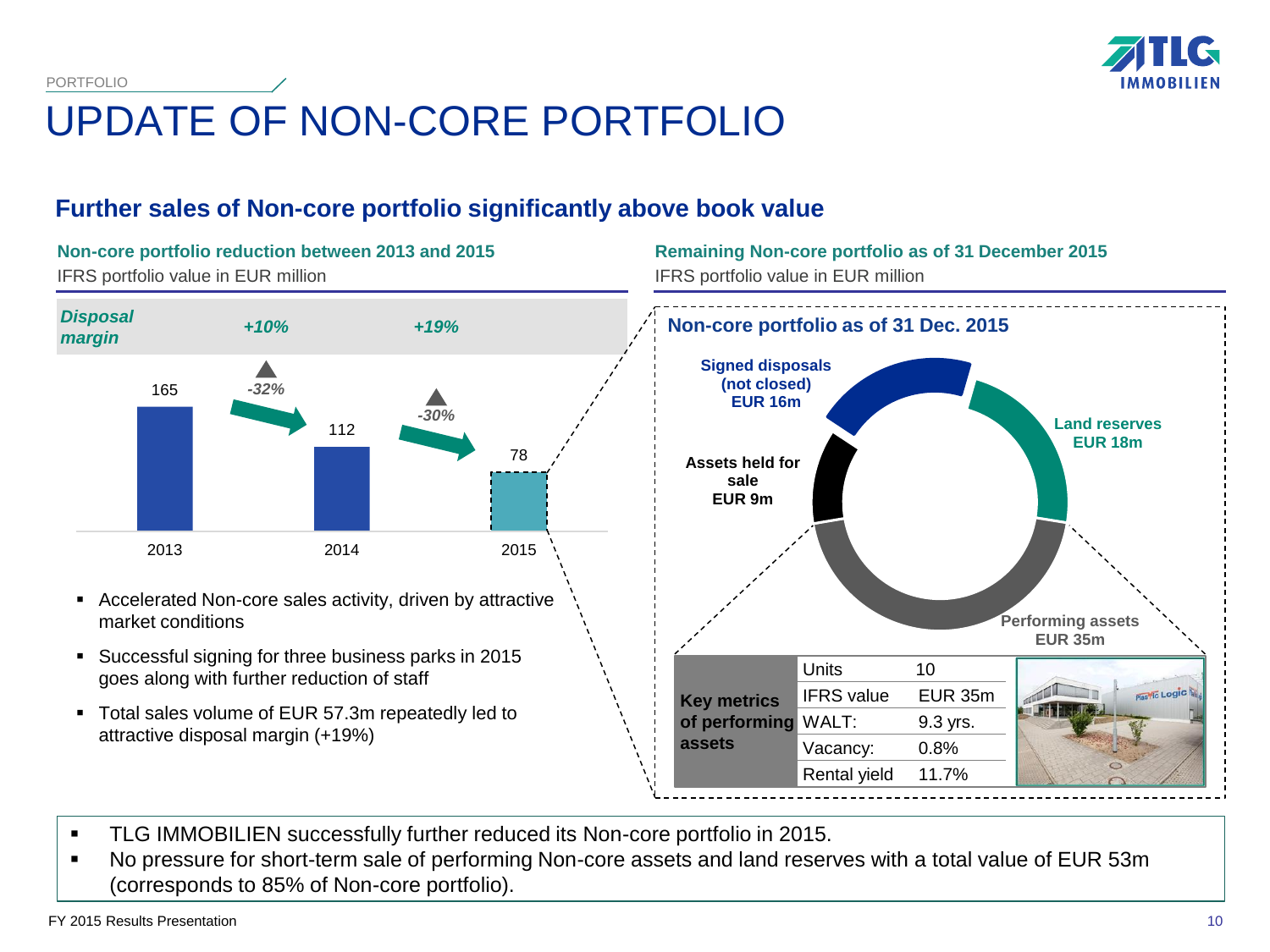PORTFOLIO

# UPDATE OF NON-CORE PORTFOLIO

## Further sales of Non-core portfolio significantly above book value

### Non-core portfolio reduction between 2013 and 2015

IFRS portfolio value in EUR million

| | 2013 | 2014 | 2015 |
|---|---|---|---|
| Portfolio value | 165 | 112 | 78 |
| Change | | -32% | -30% |
| *Disposal margin* | | *+10%* | *+19%* |

- Accelerated Non-core sales activity, driven by attractive market conditions
- Successful signing for three business parks in 2015 goes along with further reduction of staff
- Total sales volume of EUR 57.3m repeatedly led to attractive disposal margin (+19%)

### Remaining Non-core portfolio as of 31 December 2015

IFRS portfolio value in EUR million

**Non-core portfolio as of 31 Dec. 2015**

- Signed disposals (not closed) EUR 16m
- Land reserves EUR 18m
- Performing assets EUR 35m
- Assets held for sale EUR 9m

| Key metrics of performing assets | | |
|---|---|---|
| | Units | 10 |
| | IFRS value | EUR 35m |
| | WALT: | 9.3 yrs. |
| | Vacancy: | 0.8% |
| | Rental yield | 11.7% |

- TLG IMMOBILIEN successfully further reduced its Non-core portfolio in 2015.
- No pressure for short-term sale of performing Non-core assets and land reserves with a total value of EUR 53m (corresponds to 85% of Non-core portfolio).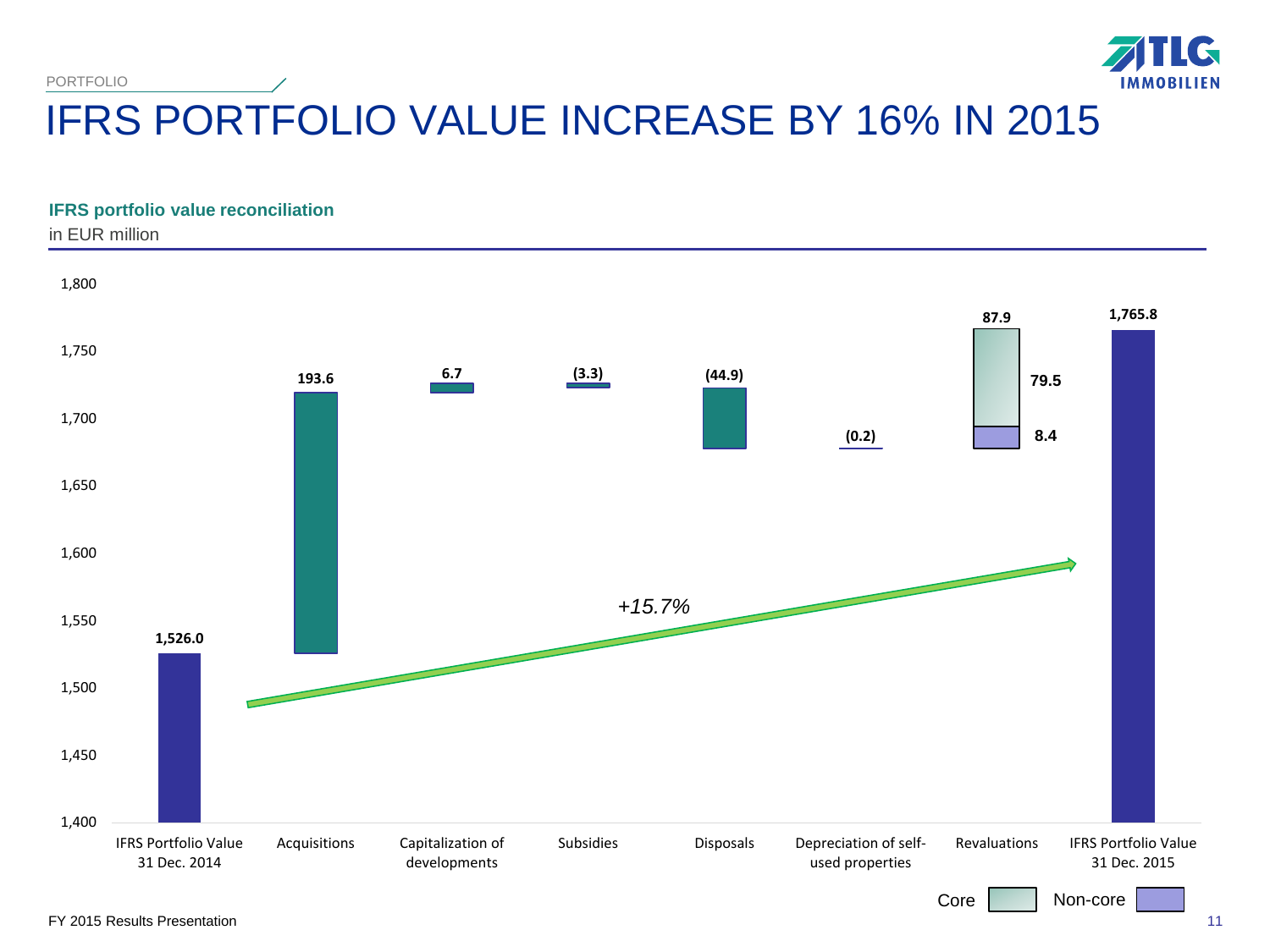PORTFOLIO

# IFRS PORTFOLIO VALUE INCREASE BY 16% IN 2015

**IFRS portfolio value reconciliation**

in EUR million

| Item | Value |
|---|---|
| IFRS Portfolio Value 31 Dec. 2014 | 1,526.0 |
| Acquisitions | 193.6 |
| Capitalization of developments | 6.7 |
| Subsidies | (3.3) |
| Disposals | (44.9) |
| Depreciation of self-used properties | (0.2) |
| Revaluations | 87.9 (Core: 79.5; Non-core: 8.4) |
| IFRS Portfolio Value 31 Dec. 2015 | 1,765.8 |

*+15.7%*

Core | Non-core

FY 2015 Results Presentation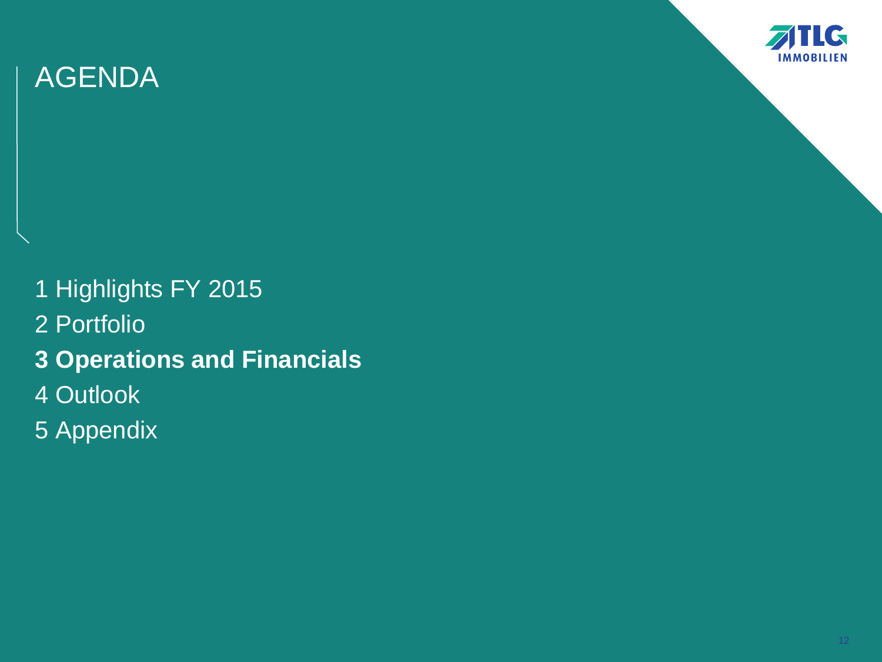# AGENDA

1 Highlights FY 2015

2 Portfolio

**3 Operations and Financials**

4 Outlook

5 Appendix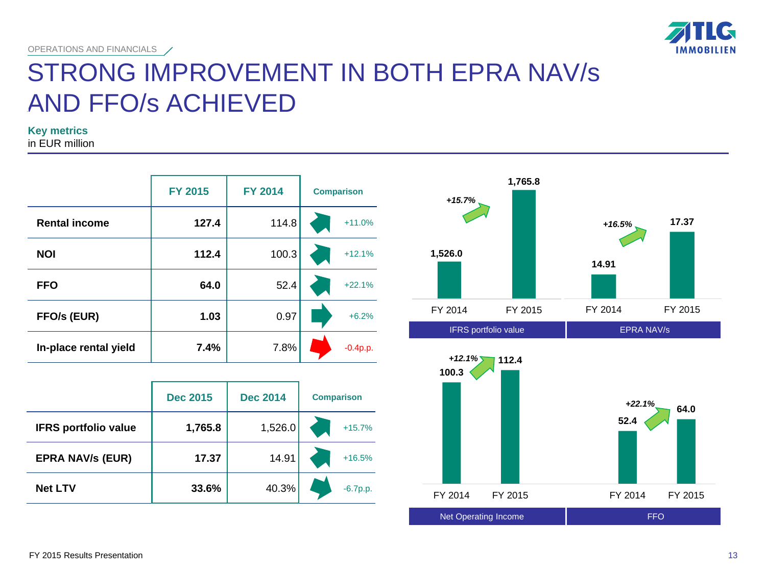OPERATIONS AND FINANCIALS

# STRONG IMPROVEMENT IN BOTH EPRA NAV/s AND FFO/s ACHIEVED

**Key metrics**
in EUR million

| | FY 2015 | FY 2014 | Comparison |
|---|---|---|---|
| **Rental income** | **127.4** | 114.8 | +11.0% |
| **NOI** | **112.4** | 100.3 | +12.1% |
| **FFO** | **64.0** | 52.4 | +22.1% |
| **FFO/s (EUR)** | **1.03** | 0.97 | +6.2% |
| **In-place rental yield** | **7.4%** | 7.8% | -0.4p.p. |

| | Dec 2015 | Dec 2014 | Comparison |
|---|---|---|---|
| **IFRS portfolio value** | **1,765.8** | 1,526.0 | +15.7% |
| **EPRA NAV/s (EUR)** | **17.37** | 14.91 | +16.5% |
| **Net LTV** | **33.6%** | 40.3% | -6.7p.p. |

**IFRS portfolio value**

| | FY 2014 | FY 2015 |
|---|---|---|
| IFRS portfolio value | 1,526.0 | 1,765.8 |

*+15.7%*

**EPRA NAV/s**

| | FY 2014 | FY 2015 |
|---|---|---|
| EPRA NAV/s | 14.91 | 17.37 |

*+16.5%*

**Net Operating Income**

| | FY 2014 | FY 2015 |
|---|---|---|
| Net Operating Income | 100.3 | 112.4 |

*+12.1%*

**FFO**

| | FY 2014 | FY 2015 |
|---|---|---|
| FFO | 52.4 | 64.0 |

*+22.1%*

FY 2015 Results Presentation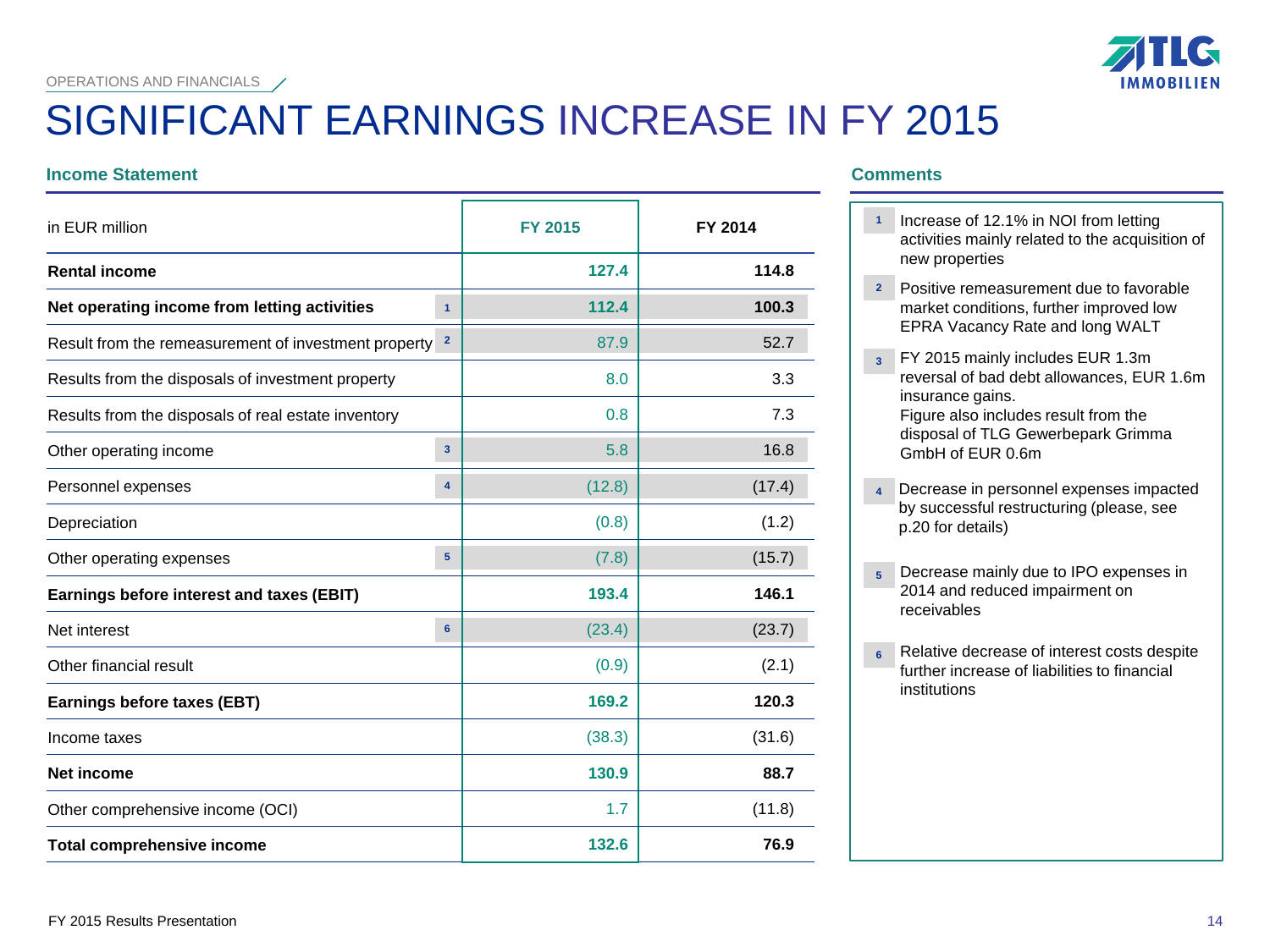OPERATIONS AND FINANCIALS

# SIGNIFICANT EARNINGS INCREASE IN FY 2015

## Income Statement

| in EUR million | | FY 2015 | FY 2014 |
|---|---|---|---|
| **Rental income** | | **127.4** | **114.8** |
| **Net operating income from letting activities** | 1 | **112.4** | **100.3** |
| Result from the remeasurement of investment property | 2 | 87.9 | 52.7 |
| Results from the disposals of investment property | | 8.0 | 3.3 |
| Results from the disposals of real estate inventory | | 0.8 | 7.3 |
| Other operating income | 3 | 5.8 | 16.8 |
| Personnel expenses | 4 | (12.8) | (17.4) |
| Depreciation | | (0.8) | (1.2) |
| Other operating expenses | 5 | (7.8) | (15.7) |
| **Earnings before interest and taxes (EBIT)** | | **193.4** | **146.1** |
| Net interest | 6 | (23.4) | (23.7) |
| Other financial result | | (0.9) | (2.1) |
| **Earnings before taxes (EBT)** | | **169.2** | **120.3** |
| Income taxes | | (38.3) | (31.6) |
| **Net income** | | **130.9** | **88.7** |
| Other comprehensive income (OCI) | | 1.7 | (11.8) |
| **Total comprehensive income** | | **132.6** | **76.9** |

## Comments

1. Increase of 12.1% in NOI from letting activities mainly related to the acquisition of new properties
2. Positive remeasurement due to favorable market conditions, further improved low EPRA Vacancy Rate and long WALT
3. FY 2015 mainly includes EUR 1.3m reversal of bad debt allowances, EUR 1.6m insurance gains.
   Figure also includes result from the disposal of TLG Gewerbepark Grimma GmbH of EUR 0.6m
4. Decrease in personnel expenses impacted by successful restructuring (please, see p.20 for details)
5. Decrease mainly due to IPO expenses in 2014 and reduced impairment on receivables
6. Relative decrease of interest costs despite further increase of liabilities to financial institutions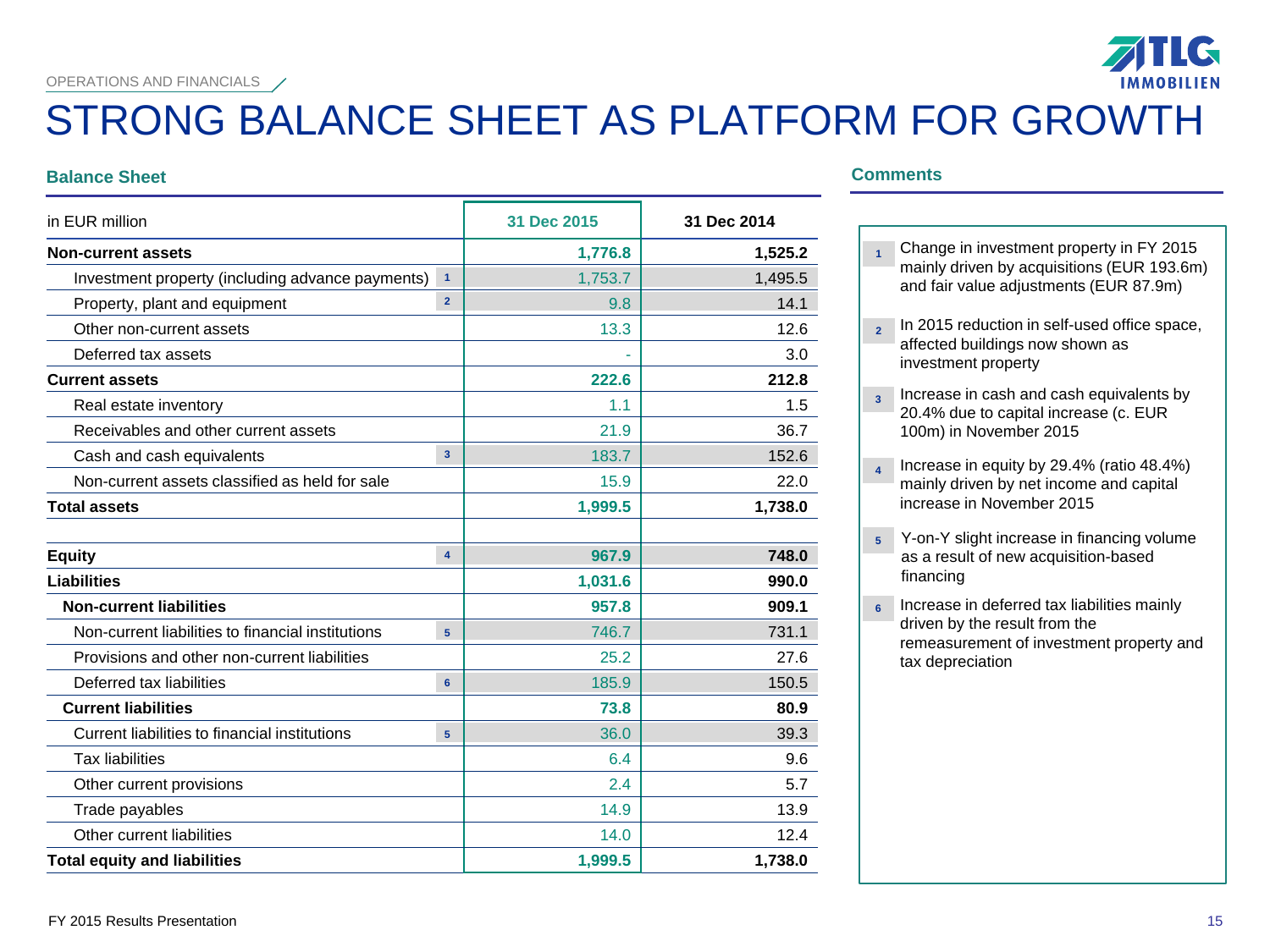OPERATIONS AND FINANCIALS

# STRONG BALANCE SHEET AS PLATFORM FOR GROWTH

## Balance Sheet

| in EUR million | | 31 Dec 2015 | 31 Dec 2014 |
|---|---|---|---|
| **Non-current assets** | | **1,776.8** | **1,525.2** |
| Investment property (including advance payments) | 1 | 1,753.7 | 1,495.5 |
| Property, plant and equipment | 2 | 9.8 | 14.1 |
| Other non-current assets | | 13.3 | 12.6 |
| Deferred tax assets | | - | 3.0 |
| **Current assets** | | **222.6** | **212.8** |
| Real estate inventory | | 1.1 | 1.5 |
| Receivables and other current assets | | 21.9 | 36.7 |
| Cash and cash equivalents | 3 | 183.7 | 152.6 |
| Non-current assets classified as held for sale | | 15.9 | 22.0 |
| **Total assets** | | **1,999.5** | **1,738.0** |
| | | | |
| **Equity** | 4 | **967.9** | **748.0** |
| **Liabilities** | | **1,031.6** | **990.0** |
| **Non-current liabilities** | | **957.8** | **909.1** |
| Non-current liabilities to financial institutions | 5 | 746.7 | 731.1 |
| Provisions and other non-current liabilities | | 25.2 | 27.6 |
| Deferred tax liabilities | 6 | 185.9 | 150.5 |
| **Current liabilities** | | **73.8** | **80.9** |
| Current liabilities to financial institutions | 5 | 36.0 | 39.3 |
| Tax liabilities | | 6.4 | 9.6 |
| Other current provisions | | 2.4 | 5.7 |
| Trade payables | | 14.9 | 13.9 |
| Other current liabilities | | 14.0 | 12.4 |
| **Total equity and liabilities** | | **1,999.5** | **1,738.0** |

## Comments

1. Change in investment property in FY 2015 mainly driven by acquisitions (EUR 193.6m) and fair value adjustments (EUR 87.9m)
2. In 2015 reduction in self-used office space, affected buildings now shown as investment property
3. Increase in cash and cash equivalents by 20.4% due to capital increase (c. EUR 100m) in November 2015
4. Increase in equity by 29.4% (ratio 48.4%) mainly driven by net income and capital increase in November 2015
5. Y-on-Y slight increase in financing volume as a result of new acquisition-based financing
6. Increase in deferred tax liabilities mainly driven by the result from the remeasurement of investment property and tax depreciation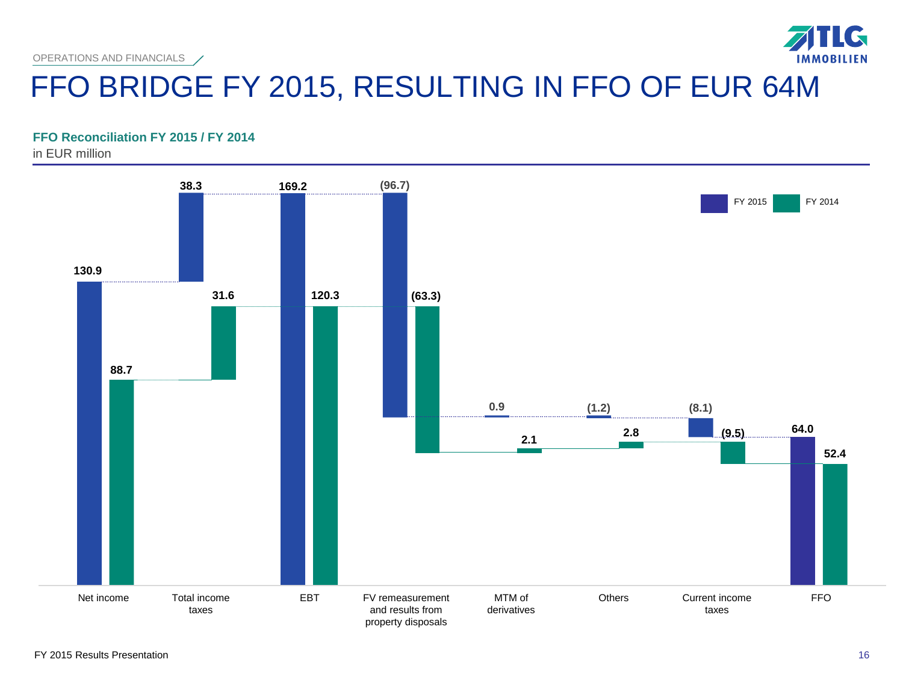OPERATIONS AND FINANCIALS

# FFO BRIDGE FY 2015, RESULTING IN FFO OF EUR 64M

**FFO Reconciliation FY 2015 / FY 2014**

in EUR million

| | FY 2015 | FY 2014 |
|---|---|---|
| Net income | 130.9 | 88.7 |
| Total income taxes | 38.3 | 31.6 |
| EBT | 169.2 | 120.3 |
| FV remeasurement and results from property disposals | (96.7) | (63.3) |
| MTM of derivatives | 0.9 | 2.1 |
| Others | (1.2) | 2.8 |
| Current income taxes | (8.1) | (9.5) |
| FFO | 64.0 | 52.4 |

FY 2015 Results Presentation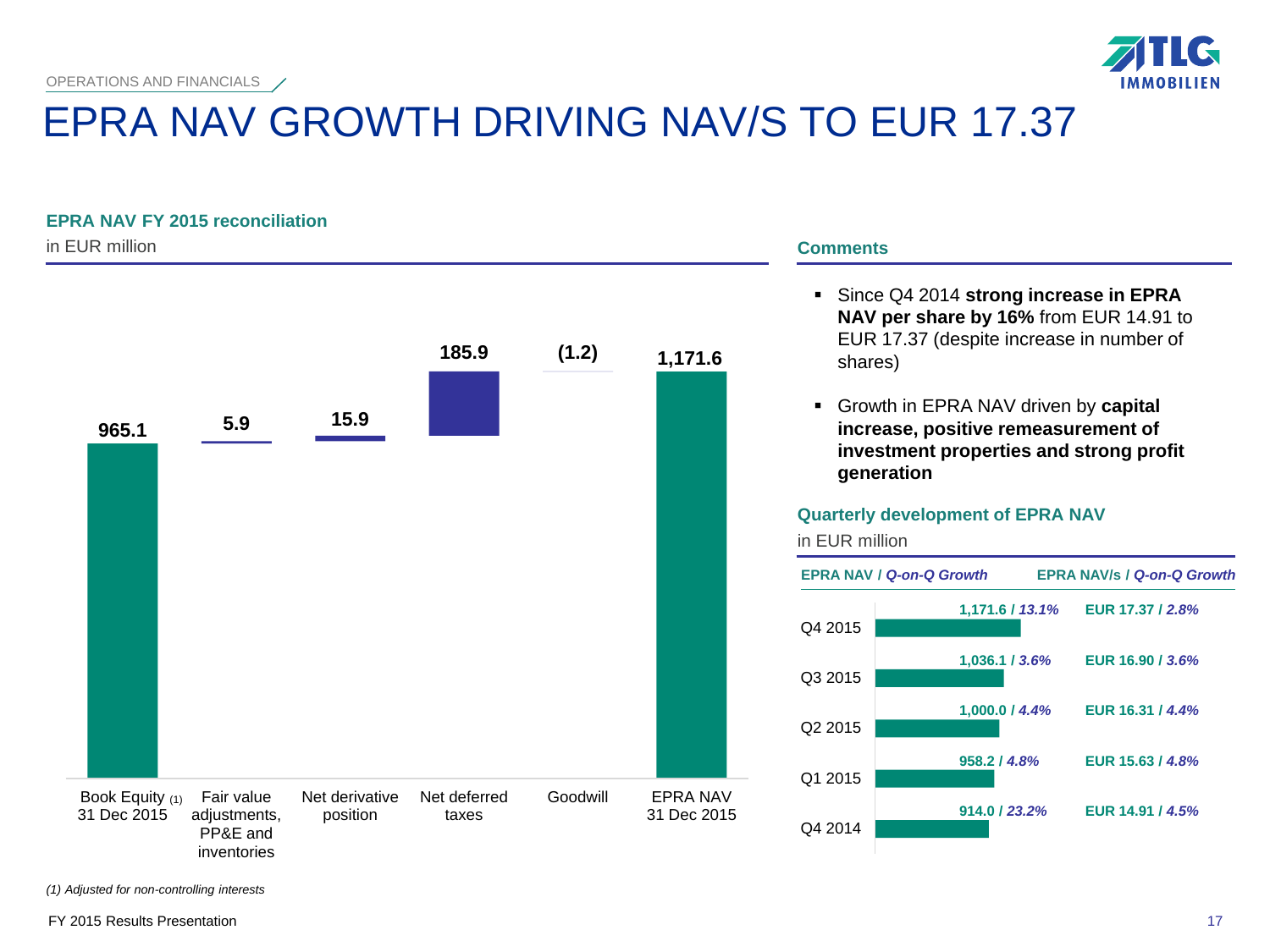OPERATIONS AND FINANCIALS

# EPRA NAV GROWTH DRIVING NAV/S TO EUR 17.37

## EPRA NAV FY 2015 reconciliation

in EUR million

| Item | Value |
|---|---|
| Book Equity (1) 31 Dec 2015 | 965.1 |
| Fair value adjustments, PP&E and inventories | 5.9 |
| Net derivative position | 15.9 |
| Net deferred taxes | 185.9 |
| Goodwill | (1.2) |
| EPRA NAV 31 Dec 2015 | 1,171.6 |

*(1) Adjusted for non-controlling interests*

## Comments

- Since Q4 2014 **strong increase in EPRA NAV per share by 16%** from EUR 14.91 to EUR 17.37 (despite increase in number of shares)
- Growth in EPRA NAV driven by **capital increase, positive remeasurement of investment properties and strong profit generation**

## Quarterly development of EPRA NAV

in EUR million

| | EPRA NAV / *Q-on-Q Growth* | EPRA NAV/s / *Q-on-Q Growth* |
|---|---|---|
| Q4 2015 | 1,171.6 / *13.1%* | EUR 17.37 / *2.8%* |
| Q3 2015 | 1,036.1 / *3.6%* | EUR 16.90 / *3.6%* |
| Q2 2015 | 1,000.0 / *4.4%* | EUR 16.31 / *4.4%* |
| Q1 2015 | 958.2 / *4.8%* | EUR 15.63 / *4.8%* |
| Q4 2014 | 914.0 / *23.2%* | EUR 14.91 / *4.5%* |

FY 2015 Results Presentation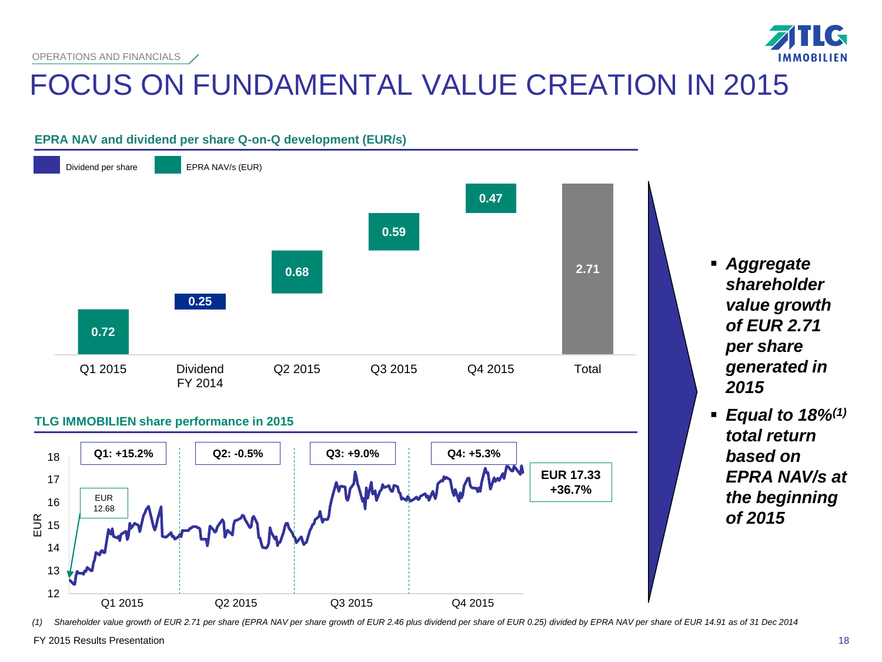OPERATIONS AND FINANCIALS

# FOCUS ON FUNDAMENTAL VALUE CREATION IN 2015

### EPRA NAV and dividend per share Q-on-Q development (EUR/s)

Dividend per share | EPRA NAV/s (EUR)

| Q1 2015 | Dividend FY 2014 | Q2 2015 | Q3 2015 | Q4 2015 | Total |
|---|---|---|---|---|---|
| 0.72 | 0.25 | 0.68 | 0.59 | 0.47 | 2.71 |

### TLG IMMOBILIEN share performance in 2015

| Q1 2015 | Q2 2015 | Q3 2015 | Q4 2015 |
|---|---|---|---|
| Q1: +15.2% | Q2: -0.5% | Q3: +9.0% | Q4: +5.3% |

EUR 12.68

EUR 17.33 +36.7%

- ***Aggregate shareholder value growth of EUR 2.71 per share generated in 2015***
- ***Equal to 18%(1) total return based on EPRA NAV/s at the beginning of 2015***

*(1) Shareholder value growth of EUR 2.71 per share (EPRA NAV per share growth of EUR 2.46 plus dividend per share of EUR 0.25) divided by EPRA NAV per share of EUR 14.91 as of 31 Dec 2014*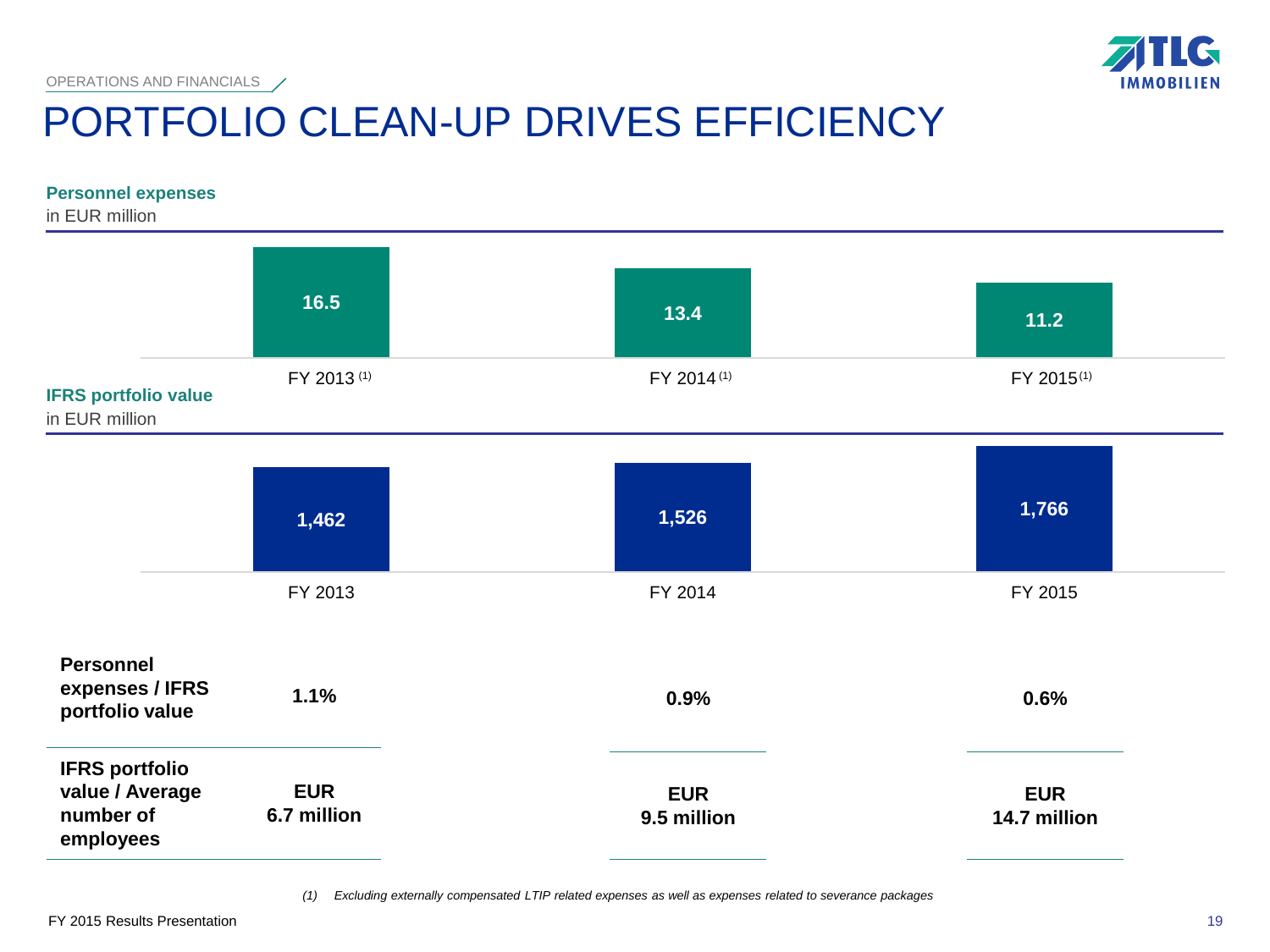OPERATIONS AND FINANCIALS

# PORTFOLIO CLEAN-UP DRIVES EFFICIENCY

**Personnel expenses**
in EUR million

| FY 2013 [1] | FY 2014 [1] | FY 2015 [1] |
|---|---|---|
| 16.5 | 13.4 | 11.2 |

**IFRS portfolio value**
in EUR million

| FY 2013 | FY 2014 | FY 2015 |
|---|---|---|
| 1,462 | 1,526 | 1,766 |

| | FY 2013 | FY 2014 | FY 2015 |
|---|---|---|---|
| **Personnel expenses / IFRS portfolio value** | **1.1%** | **0.9%** | **0.6%** |
| **IFRS portfolio value / Average number of employees** | **EUR 6.7 million** | **EUR 9.5 million** | **EUR 14.7 million** |

*(1) Excluding externally compensated LTIP related expenses as well as expenses related to severance packages*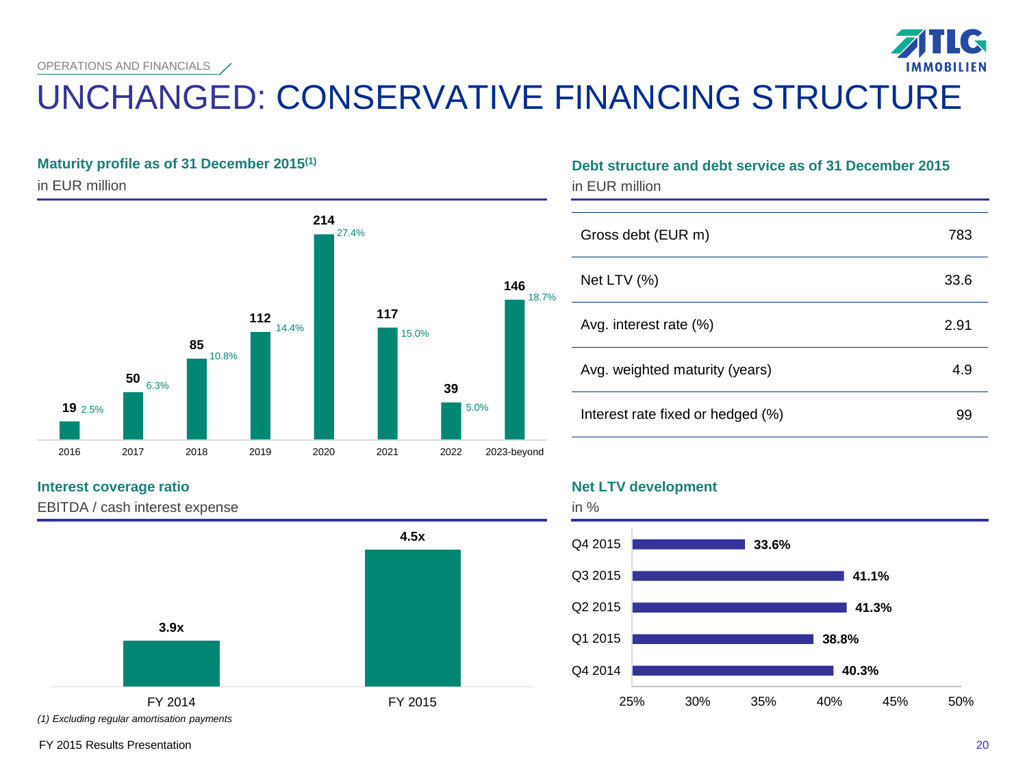OPERATIONS AND FINANCIALS

# UNCHANGED: CONSERVATIVE FINANCING STRUCTURE

### Maturity profile as of 31 December 2015[1]

in EUR million

| Year | EUR million | Share |
|---|---|---|
| 2016 | 19 | 2.5% |
| 2017 | 50 | 6.3% |
| 2018 | 85 | 10.8% |
| 2019 | 112 | 14.4% |
| 2020 | 214 | 27.4% |
| 2021 | 117 | 15.0% |
| 2022 | 39 | 5.0% |
| 2023-beyond | 146 | 18.7% |

### Debt structure and debt service as of 31 December 2015

in EUR million

| | |
|---|---|
| Gross debt (EUR m) | 783 |
| Net LTV (%) | 33.6 |
| Avg. interest rate (%) | 2.91 |
| Avg. weighted maturity (years) | 4.9 |
| Interest rate fixed or hedged (%) | 99 |

### Interest coverage ratio

EBITDA / cash interest expense

| FY 2014 | FY 2015 |
|---|---|
| 3.9x | 4.5x |

### Net LTV development

in %

| Quarter | Net LTV |
|---|---|
| Q4 2015 | 33.6% |
| Q3 2015 | 41.1% |
| Q2 2015 | 41.3% |
| Q1 2015 | 38.8% |
| Q4 2014 | 40.3% |

*(1) Excluding regular amortisation payments*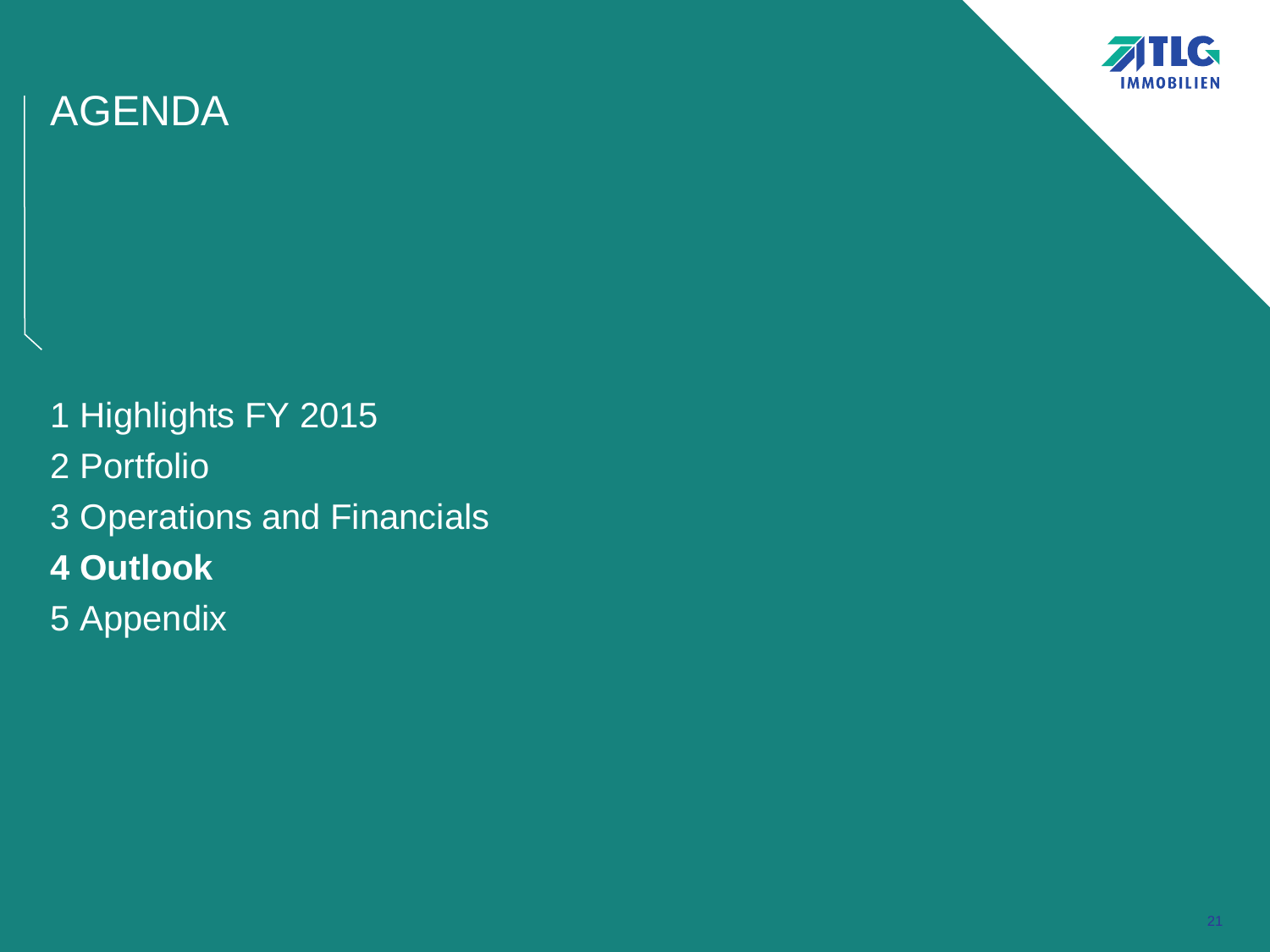# AGENDA

1 Highlights FY 2015

2 Portfolio

3 Operations and Financials

**4 Outlook**

5 Appendix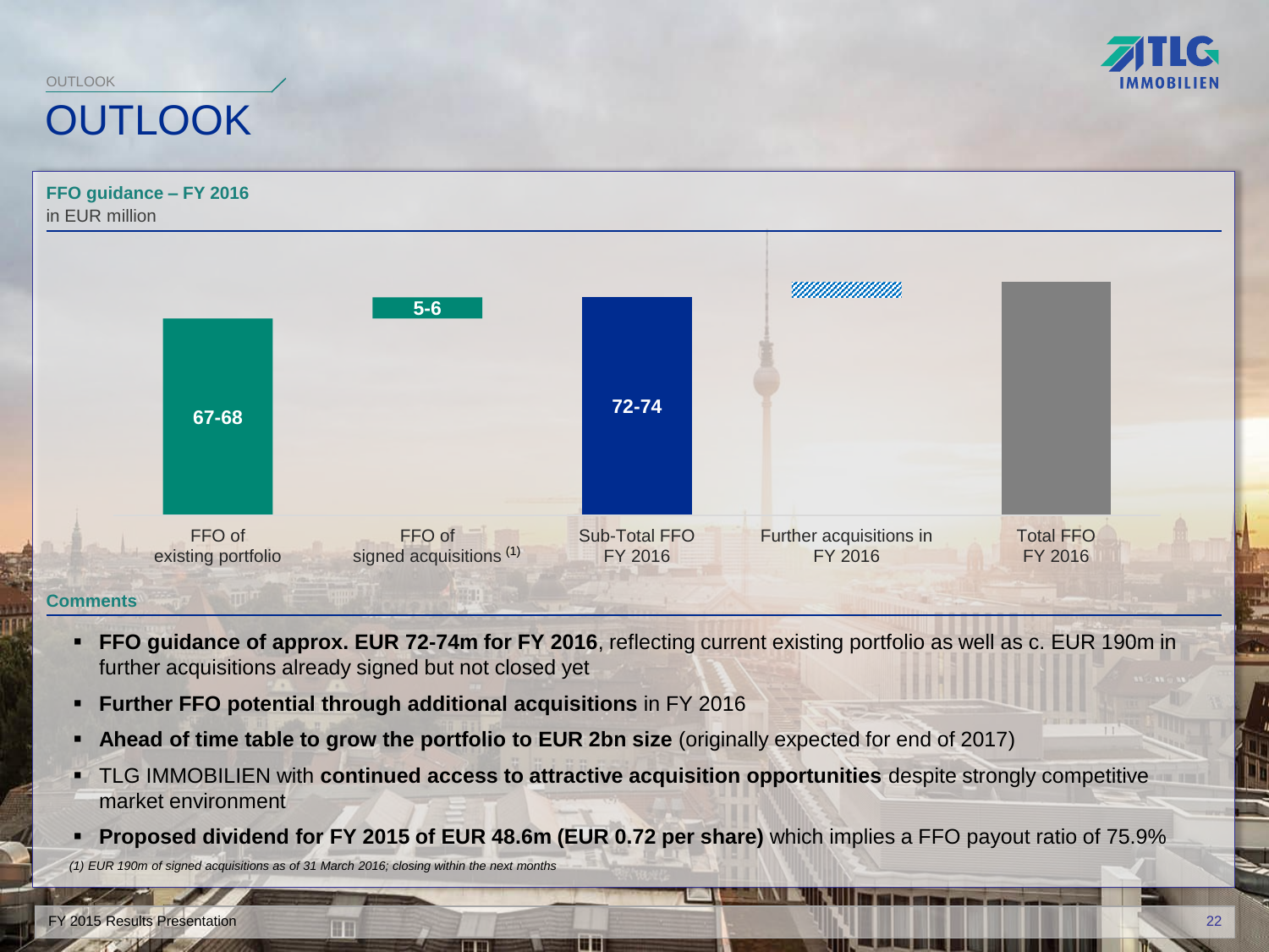# OUTLOOK

**FFO guidance – FY 2016**
in EUR million

| FFO of existing portfolio | FFO of signed acquisitions [1] | Sub-Total FFO FY 2016 | Further acquisitions in FY 2016 | Total FFO FY 2016 |
|---|---|---|---|---|
| 67-68 | 5-6 | 72-74 | | |

**Comments**

- **FFO guidance of approx. EUR 72-74m for FY 2016**, reflecting current existing portfolio as well as c. EUR 190m in further acquisitions already signed but not closed yet
- **Further FFO potential through additional acquisitions** in FY 2016
- **Ahead of time table to grow the portfolio to EUR 2bn size** (originally expected for end of 2017)
- TLG IMMOBILIEN with **continued access to attractive acquisition opportunities** despite strongly competitive market environment
- **Proposed dividend for FY 2015 of EUR 48.6m (EUR 0.72 per share)** which implies a FFO payout ratio of 75.9%

*(1) EUR 190m of signed acquisitions as of 31 March 2016; closing within the next months*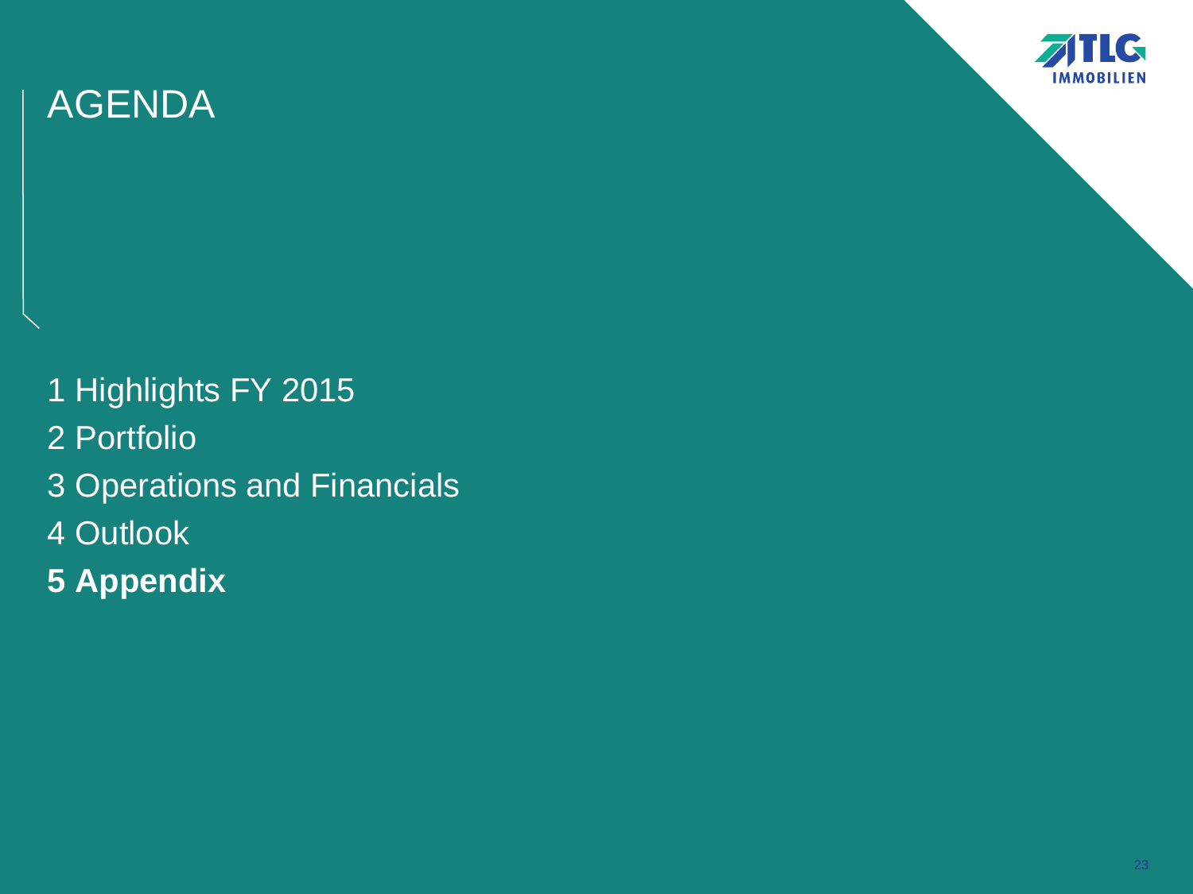# AGENDA

1 Highlights FY 2015

2 Portfolio

3 Operations and Financials

4 Outlook

**5 Appendix**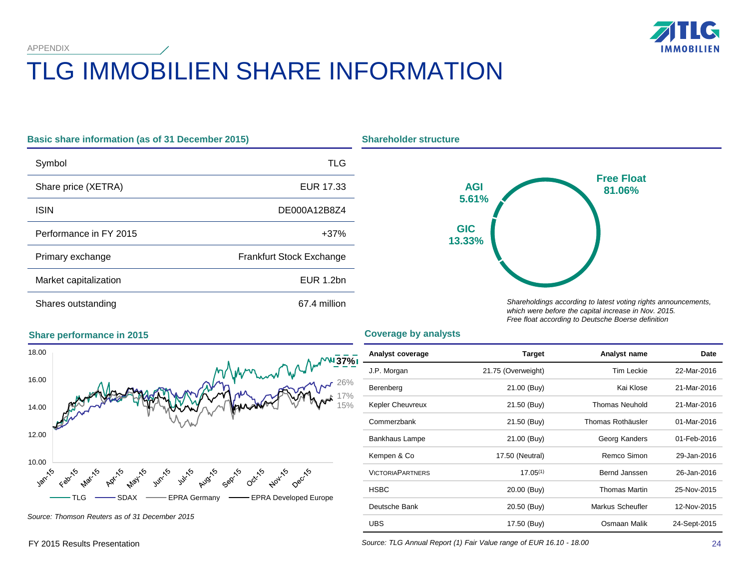APPENDIX

# TLG IMMOBILIEN SHARE INFORMATION

## Basic share information (as of 31 December 2015)

| | |
|---|---|
| Symbol | TLG |
| Share price (XETRA) | EUR 17.33 |
| ISIN | DE000A12B8Z4 |
| Performance in FY 2015 | +37% |
| Primary exchange | Frankfurt Stock Exchange |
| Market capitalization | EUR 1.2bn |
| Shares outstanding | 67.4 million |

## Shareholder structure

Free Float 81.06%

AGI 5.61%

GIC 13.33%

*Shareholdings according to latest voting rights announcements, which were before the capital increase in Nov. 2015.*
*Free float according to Deutsche Boerse definition*

## Share performance in 2015

18.00, 16.00, 14.00, 12.00, 10.00

Jan-15, Feb-15, Mar-15, Apr-15, May-15, Jun-15, Jul-15, Aug-15, Sep-15, Oct-15, Nov-15, Dec-15

37% (TLG), 26%, 17%, 15%

TLG — SDAX — EPRA Germany — EPRA Developed Europe

*Source: Thomson Reuters as of 31 December 2015*

## Coverage by analysts

| Analyst coverage | Target | Analyst name | Date |
|---|---|---|---|
| J.P. Morgan | 21.75 (Overweight) | Tim Leckie | 22-Mar-2016 |
| Berenberg | 21.00 (Buy) | Kai Klose | 21-Mar-2016 |
| Kepler Cheuvreux | 21.50 (Buy) | Thomas Neuhold | 21-Mar-2016 |
| Commerzbank | 21.50 (Buy) | Thomas Rothäusler | 01-Mar-2016 |
| Bankhaus Lampe | 21.00 (Buy) | Georg Kanders | 01-Feb-2016 |
| Kempen & Co | 17.50 (Neutral) | Remco Simon | 29-Jan-2016 |
| VictoriaPartners | 17.05(1) | Bernd Janssen | 26-Jan-2016 |
| HSBC | 20.00 (Buy) | Thomas Martin | 25-Nov-2015 |
| Deutsche Bank | 20.50 (Buy) | Markus Scheufler | 12-Nov-2015 |
| UBS | 17.50 (Buy) | Osmaan Malik | 24-Sept-2015 |

*Source: TLG Annual Report (1) Fair Value range of EUR 16.10 - 18.00*

FY 2015 Results Presentation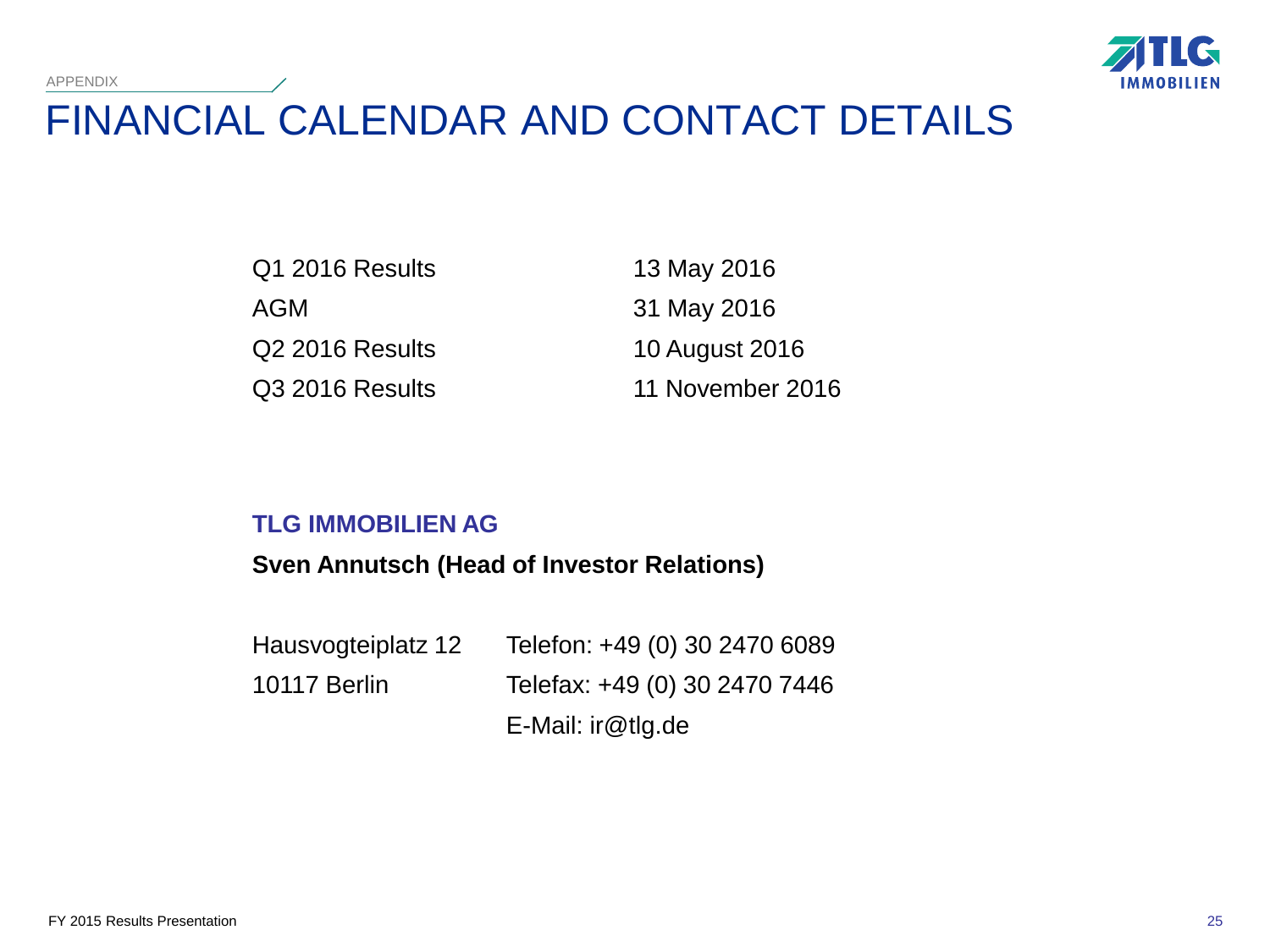APPENDIX

# FINANCIAL CALENDAR AND CONTACT DETAILS

| | |
|---|---|
| Q1 2016 Results | 13 May 2016 |
| AGM | 31 May 2016 |
| Q2 2016 Results | 10 August 2016 |
| Q3 2016 Results | 11 November 2016 |

**TLG IMMOBILIEN AG**

**Sven Annutsch (Head of Investor Relations)**

| | |
|---|---|
| Hausvogteiplatz 12 | Telefon: +49 (0) 30 2470 6089 |
| 10117 Berlin | Telefax: +49 (0) 30 2470 7446 |
| | E-Mail: ir@tlg.de |